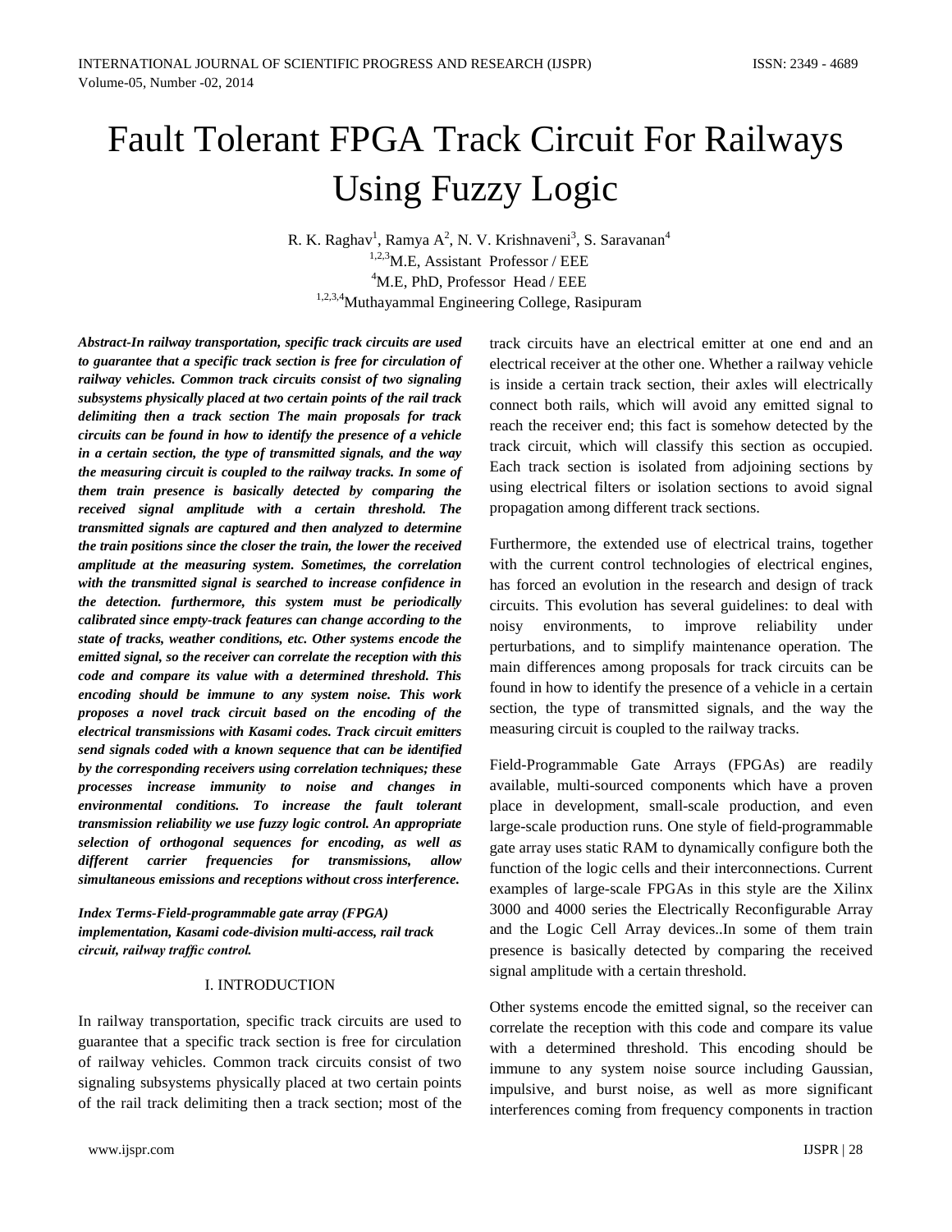# Fault Tolerant FPGA Track Circuit For Railways Using Fuzzy Logic

R. K. Raghav[1], Ramya A[2], N. V. Krishnaveni[3], S. Saravanan[4]

[1,2,3]M.E, Assistant Professor / EEE

[4]M.E, PhD, Professor Head / EEE

[1,2,3,4]Muthayammal Engineering College, Rasipuram

***Abstract-In railway transportation, specific track circuits are used to guarantee that a specific track section is free for circulation of railway vehicles. Common track circuits consist of two signaling subsystems physically placed at two certain points of the rail track delimiting then a track section The main proposals for track circuits can be found in how to identify the presence of a vehicle in a certain section, the type of transmitted signals, and the way the measuring circuit is coupled to the railway tracks. In some of them train presence is basically detected by comparing the received signal amplitude with a certain threshold. The transmitted signals are captured and then analyzed to determine the train positions since the closer the train, the lower the received amplitude at the measuring system. Sometimes, the correlation with the transmitted signal is searched to increase confidence in the detection. furthermore, this system must be periodically calibrated since empty-track features can change according to the state of tracks, weather conditions, etc. Other systems encode the emitted signal, so the receiver can correlate the reception with this code and compare its value with a determined threshold. This encoding should be immune to any system noise. This work proposes a novel track circuit based on the encoding of the electrical transmissions with Kasami codes. Track circuit emitters send signals coded with a known sequence that can be identified by the corresponding receivers using correlation techniques; these processes increase immunity to noise and changes in environmental conditions. To increase the fault tolerant transmission reliability we use fuzzy logic control. An appropriate selection of orthogonal sequences for encoding, as well as different carrier frequencies for transmissions, allow simultaneous emissions and receptions without cross interference.***

***Index Terms-Field-programmable gate array (FPGA) implementation, Kasami code-division multi-access, rail track circuit, railway traffic control.***

## I. INTRODUCTION

In railway transportation, specific track circuits are used to guarantee that a specific track section is free for circulation of railway vehicles. Common track circuits consist of two signaling subsystems physically placed at two certain points of the rail track delimiting then a track section; most of the track circuits have an electrical emitter at one end and an electrical receiver at the other one. Whether a railway vehicle is inside a certain track section, their axles will electrically connect both rails, which will avoid any emitted signal to reach the receiver end; this fact is somehow detected by the track circuit, which will classify this section as occupied. Each track section is isolated from adjoining sections by using electrical filters or isolation sections to avoid signal propagation among different track sections.

Furthermore, the extended use of electrical trains, together with the current control technologies of electrical engines, has forced an evolution in the research and design of track circuits. This evolution has several guidelines: to deal with noisy environments, to improve reliability under perturbations, and to simplify maintenance operation. The main differences among proposals for track circuits can be found in how to identify the presence of a vehicle in a certain section, the type of transmitted signals, and the way the measuring circuit is coupled to the railway tracks.

Field-Programmable Gate Arrays (FPGAs) are readily available, multi-sourced components which have a proven place in development, small-scale production, and even large-scale production runs. One style of field-programmable gate array uses static RAM to dynamically configure both the function of the logic cells and their interconnections. Current examples of large-scale FPGAs in this style are the Xilinx 3000 and 4000 series the Electrically Reconfigurable Array and the Logic Cell Array devices..In some of them train presence is basically detected by comparing the received signal amplitude with a certain threshold.

Other systems encode the emitted signal, so the receiver can correlate the reception with this code and compare its value with a determined threshold. This encoding should be immune to any system noise source including Gaussian, impulsive, and burst noise, as well as more significant interferences coming from frequency components in traction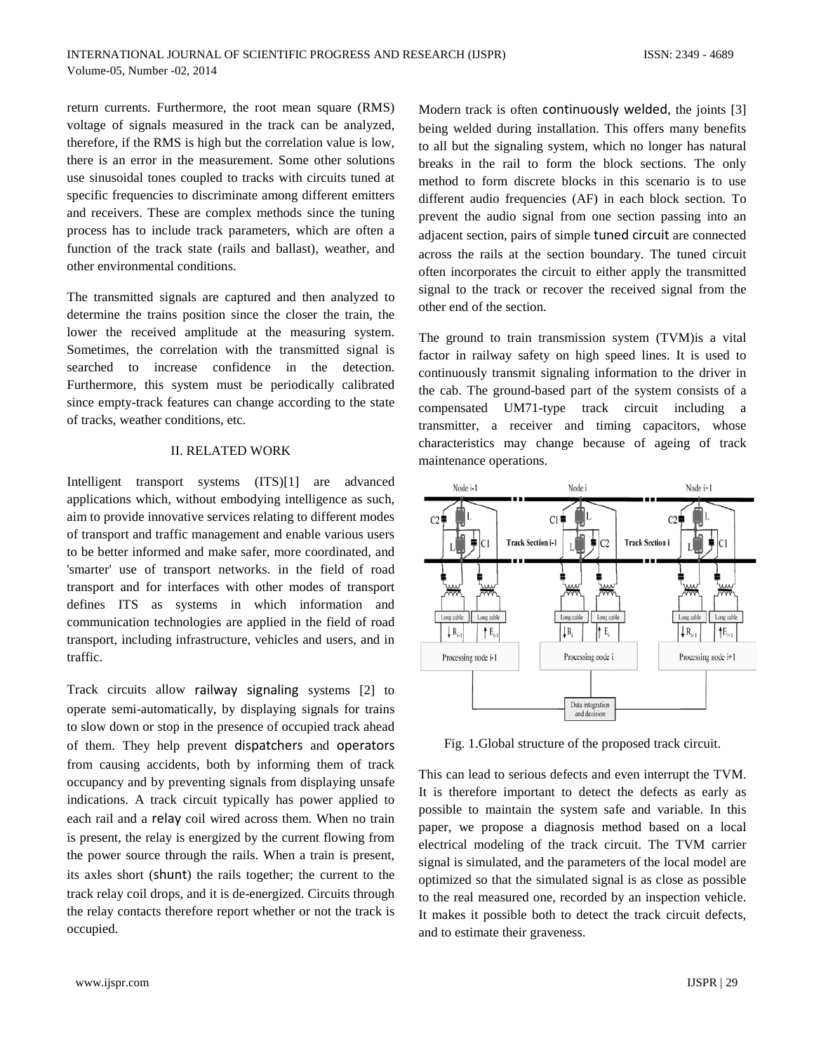return currents. Furthermore, the root mean square (RMS) voltage of signals measured in the track can be analyzed, therefore, if the RMS is high but the correlation value is low, there is an error in the measurement. Some other solutions use sinusoidal tones coupled to tracks with circuits tuned at specific frequencies to discriminate among different emitters and receivers. These are complex methods since the tuning process has to include track parameters, which are often a function of the track state (rails and ballast), weather, and other environmental conditions.

The transmitted signals are captured and then analyzed to determine the trains position since the closer the train, the lower the received amplitude at the measuring system. Sometimes, the correlation with the transmitted signal is searched to increase confidence in the detection. Furthermore, this system must be periodically calibrated since empty-track features can change according to the state of tracks, weather conditions, etc.

## II. RELATED WORK

Intelligent transport systems (ITS)[1] are advanced applications which, without embodying intelligence as such, aim to provide innovative services relating to different modes of transport and traffic management and enable various users to be better informed and make safer, more coordinated, and 'smarter' use of transport networks. in the field of road transport and for interfaces with other modes of transport defines ITS as systems in which information and communication technologies are applied in the field of road transport, including infrastructure, vehicles and users, and in traffic.

Track circuits allow railway signaling systems [2] to operate semi-automatically, by displaying signals for trains to slow down or stop in the presence of occupied track ahead of them. They help prevent dispatchers and operators from causing accidents, both by informing them of track occupancy and by preventing signals from displaying unsafe indications. A track circuit typically has power applied to each rail and a relay coil wired across them. When no train is present, the relay is energized by the current flowing from the power source through the rails. When a train is present, its axles short (shunt) the rails together; the current to the track relay coil drops, and it is de-energized. Circuits through the relay contacts therefore report whether or not the track is occupied.

Modern track is often continuously welded, the joints [3] being welded during installation. This offers many benefits to all but the signaling system, which no longer has natural breaks in the rail to form the block sections. The only method to form discrete blocks in this scenario is to use different audio frequencies (AF) in each block section. To prevent the audio signal from one section passing into an adjacent section, pairs of simple tuned circuit are connected across the rails at the section boundary. The tuned circuit often incorporates the circuit to either apply the transmitted signal to the track or recover the received signal from the other end of the section.

The ground to train transmission system (TVM)is a vital factor in railway safety on high speed lines. It is used to continuously transmit signaling information to the driver in the cab. The ground-based part of the system consists of a compensated UM71-type track circuit including a transmitter, a receiver and timing capacitors, whose characteristics may change because of ageing of track maintenance operations.

Fig. 1.Global structure of the proposed track circuit.

This can lead to serious defects and even interrupt the TVM. It is therefore important to detect the defects as early as possible to maintain the system safe and variable. In this paper, we propose a diagnosis method based on a local electrical modeling of the track circuit. The TVM carrier signal is simulated, and the parameters of the local model are optimized so that the simulated signal is as close as possible to the real measured one, recorded by an inspection vehicle. It makes it possible both to detect the track circuit defects, and to estimate their graveness.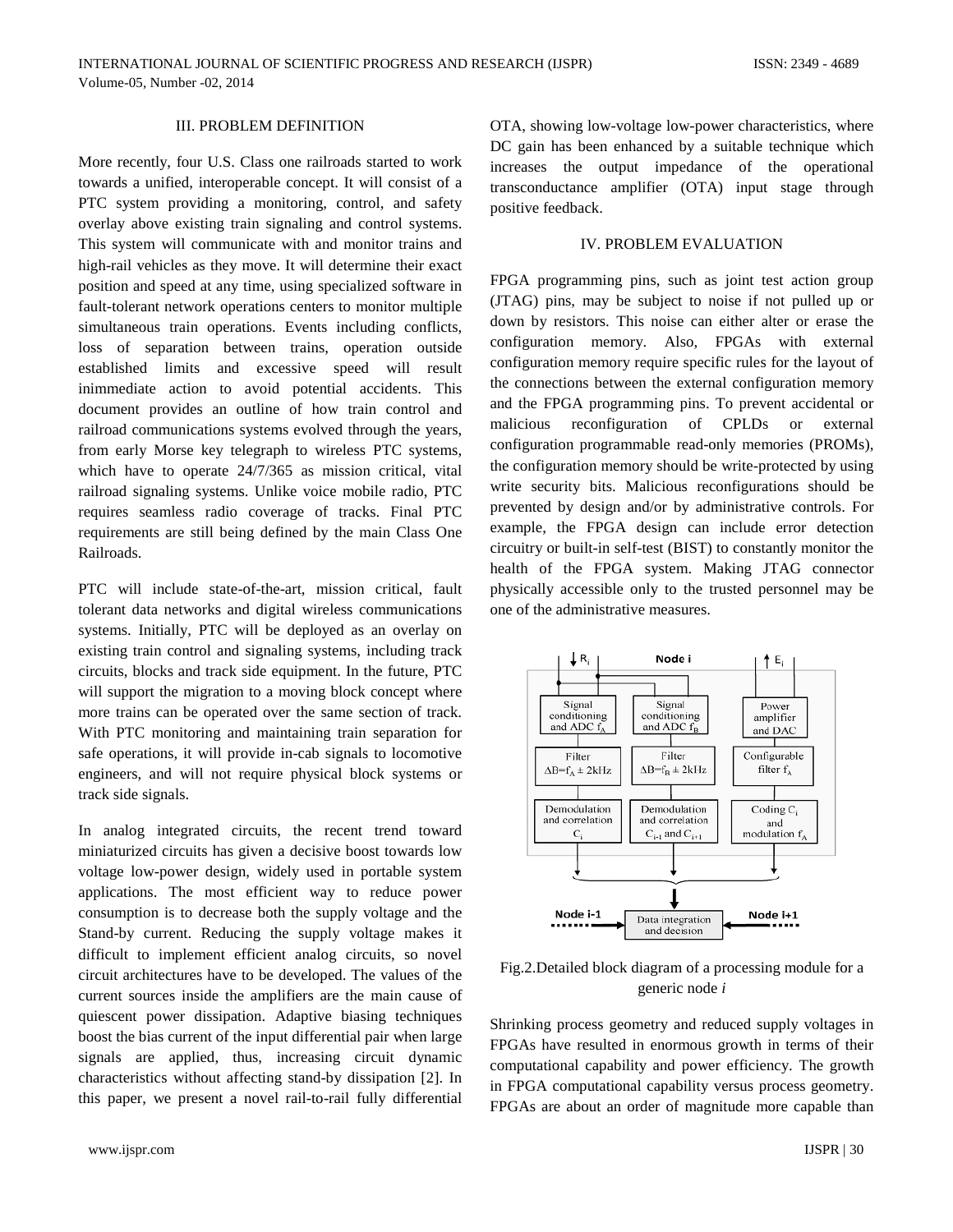## III. PROBLEM DEFINITION

More recently, four U.S. Class one railroads started to work towards a unified, interoperable concept. It will consist of a PTC system providing a monitoring, control, and safety overlay above existing train signaling and control systems. This system will communicate with and monitor trains and high-rail vehicles as they move. It will determine their exact position and speed at any time, using specialized software in fault-tolerant network operations centers to monitor multiple simultaneous train operations. Events including conflicts, loss of separation between trains, operation outside established limits and excessive speed will result inimmediate action to avoid potential accidents. This document provides an outline of how train control and railroad communications systems evolved through the years, from early Morse key telegraph to wireless PTC systems, which have to operate 24/7/365 as mission critical, vital railroad signaling systems. Unlike voice mobile radio, PTC requires seamless radio coverage of tracks. Final PTC requirements are still being defined by the main Class One Railroads.

PTC will include state-of-the-art, mission critical, fault tolerant data networks and digital wireless communications systems. Initially, PTC will be deployed as an overlay on existing train control and signaling systems, including track circuits, blocks and track side equipment. In the future, PTC will support the migration to a moving block concept where more trains can be operated over the same section of track. With PTC monitoring and maintaining train separation for safe operations, it will provide in-cab signals to locomotive engineers, and will not require physical block systems or track side signals.

In analog integrated circuits, the recent trend toward miniaturized circuits has given a decisive boost towards low voltage low-power design, widely used in portable system applications. The most efficient way to reduce power consumption is to decrease both the supply voltage and the Stand-by current. Reducing the supply voltage makes it difficult to implement efficient analog circuits, so novel circuit architectures have to be developed. The values of the current sources inside the amplifiers are the main cause of quiescent power dissipation. Adaptive biasing techniques boost the bias current of the input differential pair when large signals are applied, thus, increasing circuit dynamic characteristics without affecting stand-by dissipation [2]. In this paper, we present a novel rail-to-rail fully differential OTA, showing low-voltage low-power characteristics, where DC gain has been enhanced by a suitable technique which increases the output impedance of the operational transconductance amplifier (OTA) input stage through positive feedback.

## IV. PROBLEM EVALUATION

FPGA programming pins, such as joint test action group (JTAG) pins, may be subject to noise if not pulled up or down by resistors. This noise can either alter or erase the configuration memory. Also, FPGAs with external configuration memory require specific rules for the layout of the connections between the external configuration memory and the FPGA programming pins. To prevent accidental or malicious reconfiguration of CPLDs or external configuration programmable read-only memories (PROMs), the configuration memory should be write-protected by using write security bits. Malicious reconfigurations should be prevented by design and/or by administrative controls. For example, the FPGA design can include error detection circuitry or built-in self-test (BIST) to constantly monitor the health of the FPGA system. Making JTAG connector physically accessible only to the trusted personnel may be one of the administrative measures.

Fig.2.Detailed block diagram of a processing module for a generic node *i*

Shrinking process geometry and reduced supply voltages in FPGAs have resulted in enormous growth in terms of their computational capability and power efficiency. The growth in FPGA computational capability versus process geometry. FPGAs are about an order of magnitude more capable than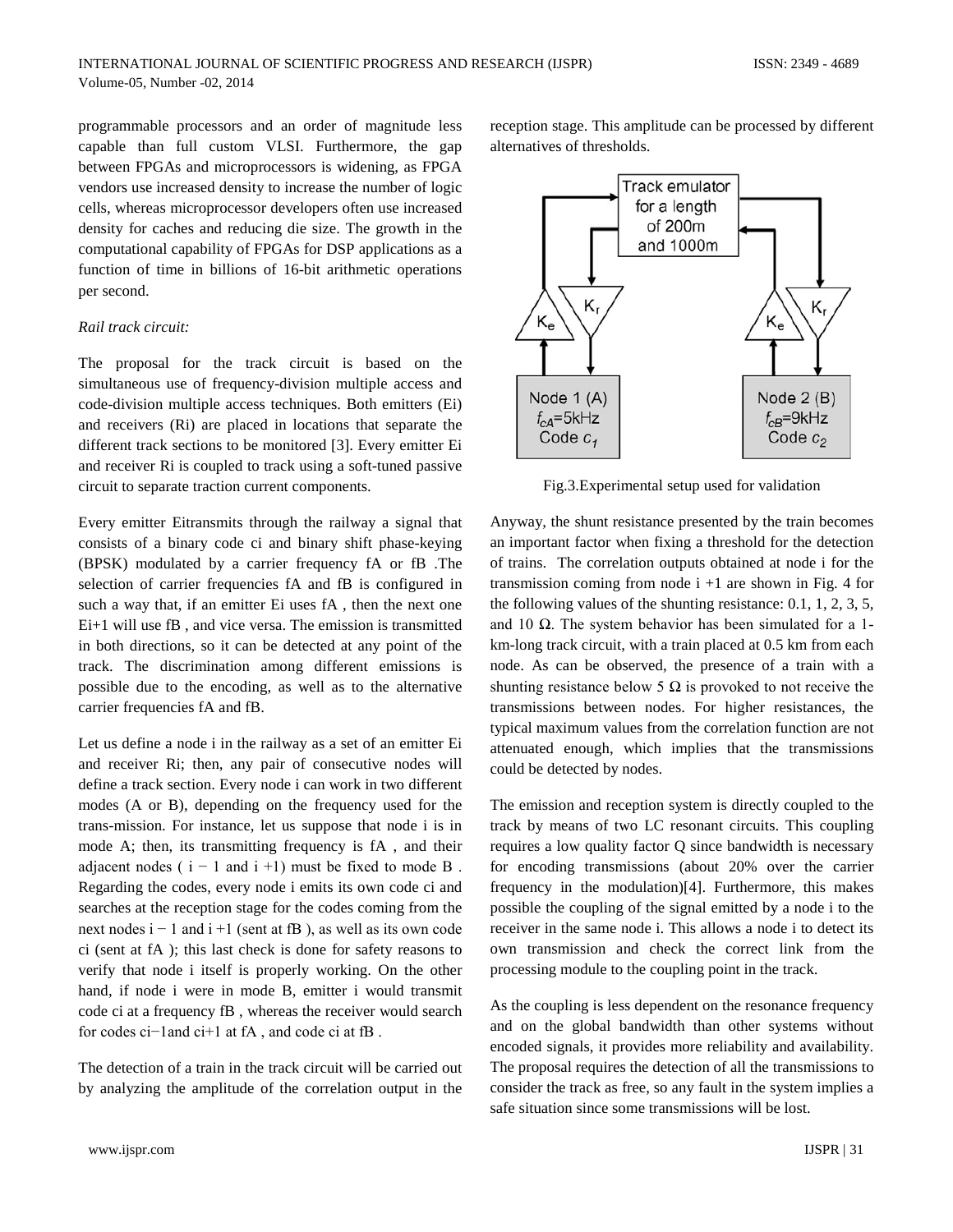programmable processors and an order of magnitude less capable than full custom VLSI. Furthermore, the gap between FPGAs and microprocessors is widening, as FPGA vendors use increased density to increase the number of logic cells, whereas microprocessor developers often use increased density for caches and reducing die size. The growth in the computational capability of FPGAs for DSP applications as a function of time in billions of 16-bit arithmetic operations per second.

*Rail track circuit:*

The proposal for the track circuit is based on the simultaneous use of frequency-division multiple access and code-division multiple access techniques. Both emitters (Ei) and receivers (Ri) are placed in locations that separate the different track sections to be monitored [3]. Every emitter Ei and receiver Ri is coupled to track using a soft-tuned passive circuit to separate traction current components.

Every emitter Eitransmits through the railway a signal that consists of a binary code ci and binary shift phase-keying (BPSK) modulated by a carrier frequency fA or fB .The selection of carrier frequencies fA and fB is configured in such a way that, if an emitter Ei uses fA , then the next one Ei+1 will use fB , and vice versa. The emission is transmitted in both directions, so it can be detected at any point of the track. The discrimination among different emissions is possible due to the encoding, as well as to the alternative carrier frequencies fA and fB.

Let us define a node i in the railway as a set of an emitter Ei and receiver Ri; then, any pair of consecutive nodes will define a track section. Every node i can work in two different modes (A or B), depending on the frequency used for the trans-mission. For instance, let us suppose that node i is in mode A; then, its transmitting frequency is fA , and their adjacent nodes ( $i - 1$ and $i + 1$) must be fixed to mode B . Regarding the codes, every node i emits its own code ci and searches at the reception stage for the codes coming from the next nodes $i - 1$ and $i + 1$ (sent at fB ), as well as its own code ci (sent at fA ); this last check is done for safety reasons to verify that node i itself is properly working. On the other hand, if node i were in mode B, emitter i would transmit code ci at a frequency fB , whereas the receiver would search for codes ci−1and ci+1 at fA , and code ci at fB .

The detection of a train in the track circuit will be carried out by analyzing the amplitude of the correlation output in the reception stage. This amplitude can be processed by different alternatives of thresholds.

Fig.3.Experimental setup used for validation

Anyway, the shunt resistance presented by the train becomes an important factor when fixing a threshold for the detection of trains. The correlation outputs obtained at node i for the transmission coming from node i +1 are shown in Fig. 4 for the following values of the shunting resistance: 0.1, 1, 2, 3, 5, and 10 Ω. The system behavior has been simulated for a 1-km-long track circuit, with a train placed at 0.5 km from each node. As can be observed, the presence of a train with a shunting resistance below 5 Ω is provoked to not receive the transmissions between nodes. For higher resistances, the typical maximum values from the correlation function are not attenuated enough, which implies that the transmissions could be detected by nodes.

The emission and reception system is directly coupled to the track by means of two LC resonant circuits. This coupling requires a low quality factor Q since bandwidth is necessary for encoding transmissions (about 20% over the carrier frequency in the modulation)[4]. Furthermore, this makes possible the coupling of the signal emitted by a node i to the receiver in the same node i. This allows a node i to detect its own transmission and check the correct link from the processing module to the coupling point in the track.

As the coupling is less dependent on the resonance frequency and on the global bandwidth than other systems without encoded signals, it provides more reliability and availability. The proposal requires the detection of all the transmissions to consider the track as free, so any fault in the system implies a safe situation since some transmissions will be lost.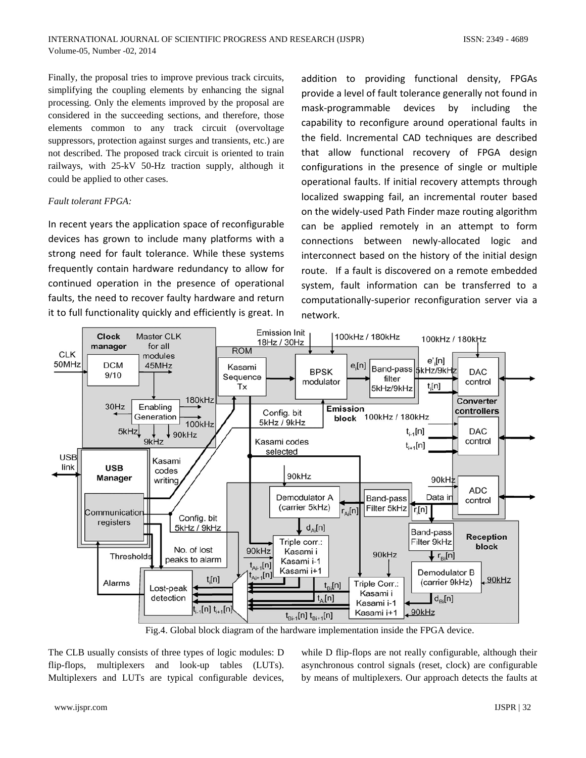Finally, the proposal tries to improve previous track circuits, simplifying the coupling elements by enhancing the signal processing. Only the elements improved by the proposal are considered in the succeeding sections, and therefore, those elements common to any track circuit (overvoltage suppressors, protection against surges and transients, etc.) are not described. The proposed track circuit is oriented to train railways, with 25-kV 50-Hz traction supply, although it could be applied to other cases.

*Fault tolerant FPGA:*

In recent years the application space of reconfigurable devices has grown to include many platforms with a strong need for fault tolerance. While these systems frequently contain hardware redundancy to allow for continued operation in the presence of operational faults, the need to recover faulty hardware and return it to full functionality quickly and efficiently is great. In addition to providing functional density, FPGAs provide a level of fault tolerance generally not found in mask-programmable devices by including the capability to reconfigure around operational faults in the field. Incremental CAD techniques are described that allow functional recovery of FPGA design configurations in the presence of single or multiple operational faults. If initial recovery attempts through localized swapping fail, an incremental router based on the widely-used Path Finder maze routing algorithm can be applied remotely in an attempt to form connections between newly-allocated logic and interconnect based on the history of the initial design route. If a fault is discovered on a remote embedded system, fault information can be transferred to a computationally-superior reconfiguration server via a network.

Fig.4. Global block diagram of the hardware implementation inside the FPGA device.

The CLB usually consists of three types of logic modules: D flip-flops, multiplexers and look-up tables (LUTs). Multiplexers and LUTs are typical configurable devices, while D flip-flops are not really configurable, although their asynchronous control signals (reset, clock) are configurable by means of multiplexers. Our approach detects the faults at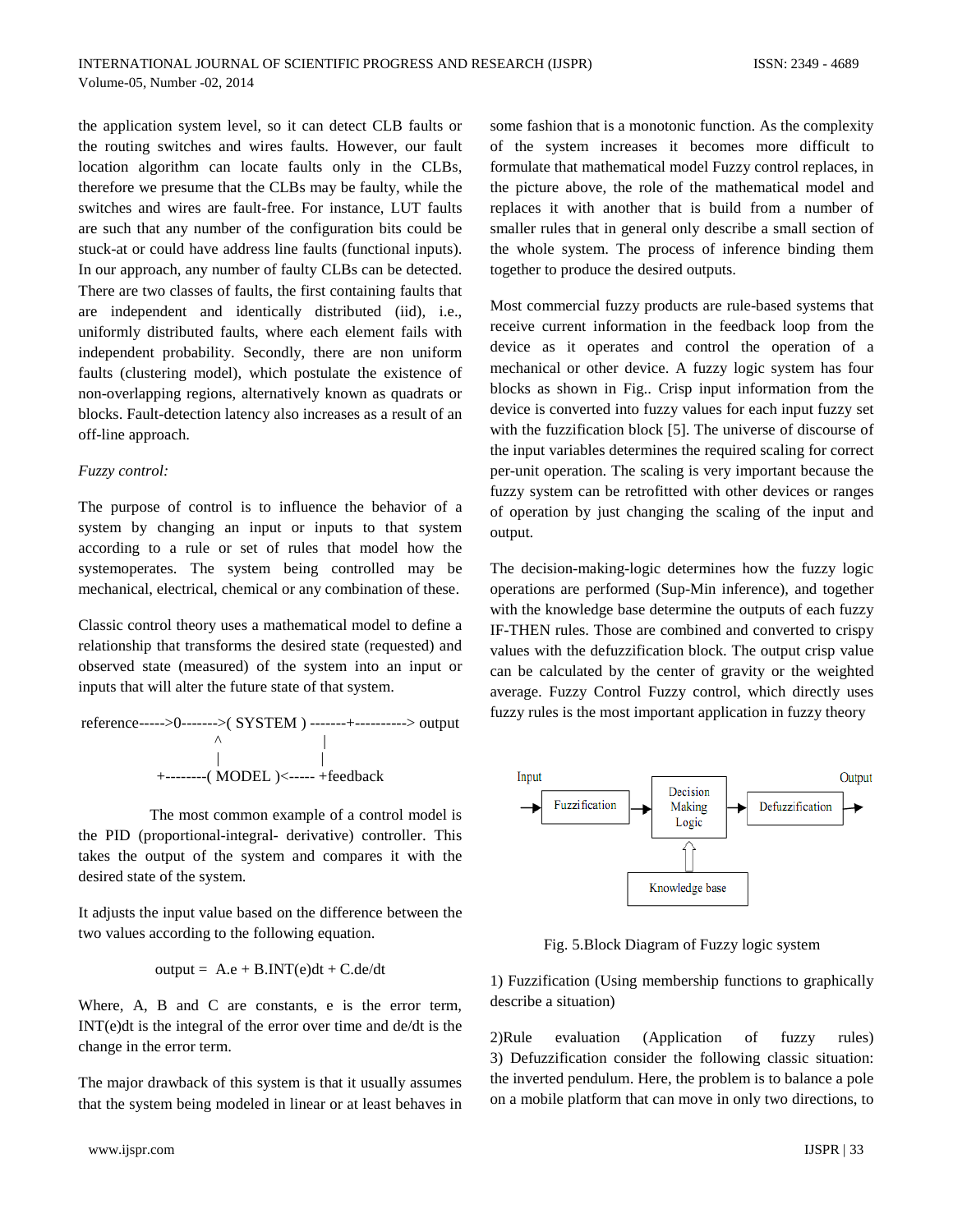the application system level, so it can detect CLB faults or the routing switches and wires faults. However, our fault location algorithm can locate faults only in the CLBs, therefore we presume that the CLBs may be faulty, while the switches and wires are fault-free. For instance, LUT faults are such that any number of the configuration bits could be stuck-at or could have address line faults (functional inputs). In our approach, any number of faulty CLBs can be detected. There are two classes of faults, the first containing faults that are independent and identically distributed (iid), i.e., uniformly distributed faults, where each element fails with independent probability. Secondly, there are non uniform faults (clustering model), which postulate the existence of non-overlapping regions, alternatively known as quadrats or blocks. Fault-detection latency also increases as a result of an off-line approach.

*Fuzzy control:*

The purpose of control is to influence the behavior of a system by changing an input or inputs to that system according to a rule or set of rules that model how the systemoperates. The system being controlled may be mechanical, electrical, chemical or any combination of these.

Classic control theory uses a mathematical model to define a relationship that transforms the desired state (requested) and observed state (measured) of the system into an input or inputs that will alter the future state of that system.

```
reference----->0------->( SYSTEM ) -------+----------> output
                ^                         |
                |                         |
        +--------( MODEL )<----- +feedback
```

The most common example of a control model is the PID (proportional-integral- derivative) controller. This takes the output of the system and compares it with the desired state of the system.

It adjusts the input value based on the difference between the two values according to the following equation.

$$\text{output} = A.e + B.\text{INT}(e)dt + C.de/dt$$

Where, A, B and C are constants, e is the error term, INT(e)dt is the integral of the error over time and de/dt is the change in the error term.

The major drawback of this system is that it usually assumes that the system being modeled in linear or at least behaves in some fashion that is a monotonic function. As the complexity of the system increases it becomes more difficult to formulate that mathematical model Fuzzy control replaces, in the picture above, the role of the mathematical model and replaces it with another that is build from a number of smaller rules that in general only describe a small section of the whole system. The process of inference binding them together to produce the desired outputs.

Most commercial fuzzy products are rule-based systems that receive current information in the feedback loop from the device as it operates and control the operation of a mechanical or other device. A fuzzy logic system has four blocks as shown in Fig.. Crisp input information from the device is converted into fuzzy values for each input fuzzy set with the fuzzification block [5]. The universe of discourse of the input variables determines the required scaling for correct per-unit operation. The scaling is very important because the fuzzy system can be retrofitted with other devices or ranges of operation by just changing the scaling of the input and output.

The decision-making-logic determines how the fuzzy logic operations are performed (Sup-Min inference), and together with the knowledge base determine the outputs of each fuzzy IF-THEN rules. Those are combined and converted to crispy values with the defuzzification block. The output crisp value can be calculated by the center of gravity or the weighted average. Fuzzy Control Fuzzy control, which directly uses fuzzy rules is the most important application in fuzzy theory

```
Input                                              Output
 --> [Fuzzification] --> [Decision Making Logic] --> [Defuzzification] -->
                                   ^
                                   |
                           [Knowledge base]
```

Fig. 5.Block Diagram of Fuzzy logic system

1) Fuzzification (Using membership functions to graphically describe a situation)

2)Rule evaluation (Application of fuzzy rules)
3) Defuzzification consider the following classic situation: the inverted pendulum. Here, the problem is to balance a pole on a mobile platform that can move in only two directions, to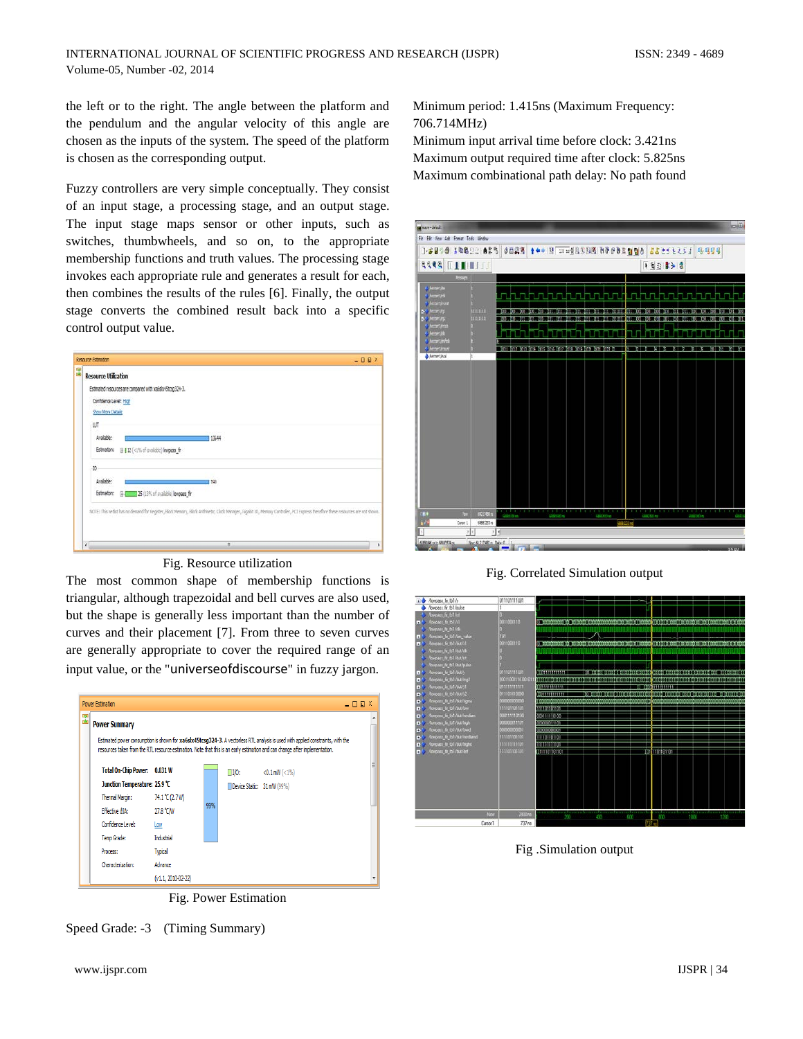the left or to the right. The angle between the platform and the pendulum and the angular velocity of this angle are chosen as the inputs of the system. The speed of the platform is chosen as the corresponding output.

Fuzzy controllers are very simple conceptually. They consist of an input stage, a processing stage, and an output stage. The input stage maps sensor or other inputs, such as switches, thumbwheels, and so on, to the appropriate membership functions and truth values. The processing stage invokes each appropriate rule and generates a result for each, then combines the results of the rules [6]. Finally, the output stage converts the combined result back into a specific control output value.

Fig. Resource utilization

The most common shape of membership functions is triangular, although trapezoidal and bell curves are also used, but the shape is generally less important than the number of curves and their placement [7]. From three to seven curves are generally appropriate to cover the required range of an input value, or the "universeofdiscourse" in fuzzy jargon.

Fig. Power Estimation

Speed Grade: -3 (Timing Summary)

Minimum period: 1.415ns (Maximum Frequency: 706.714MHz)
Minimum input arrival time before clock: 3.421ns
Maximum output required time after clock: 5.825ns
Maximum combinational path delay: No path found

Fig. Correlated Simulation output

Fig .Simulation output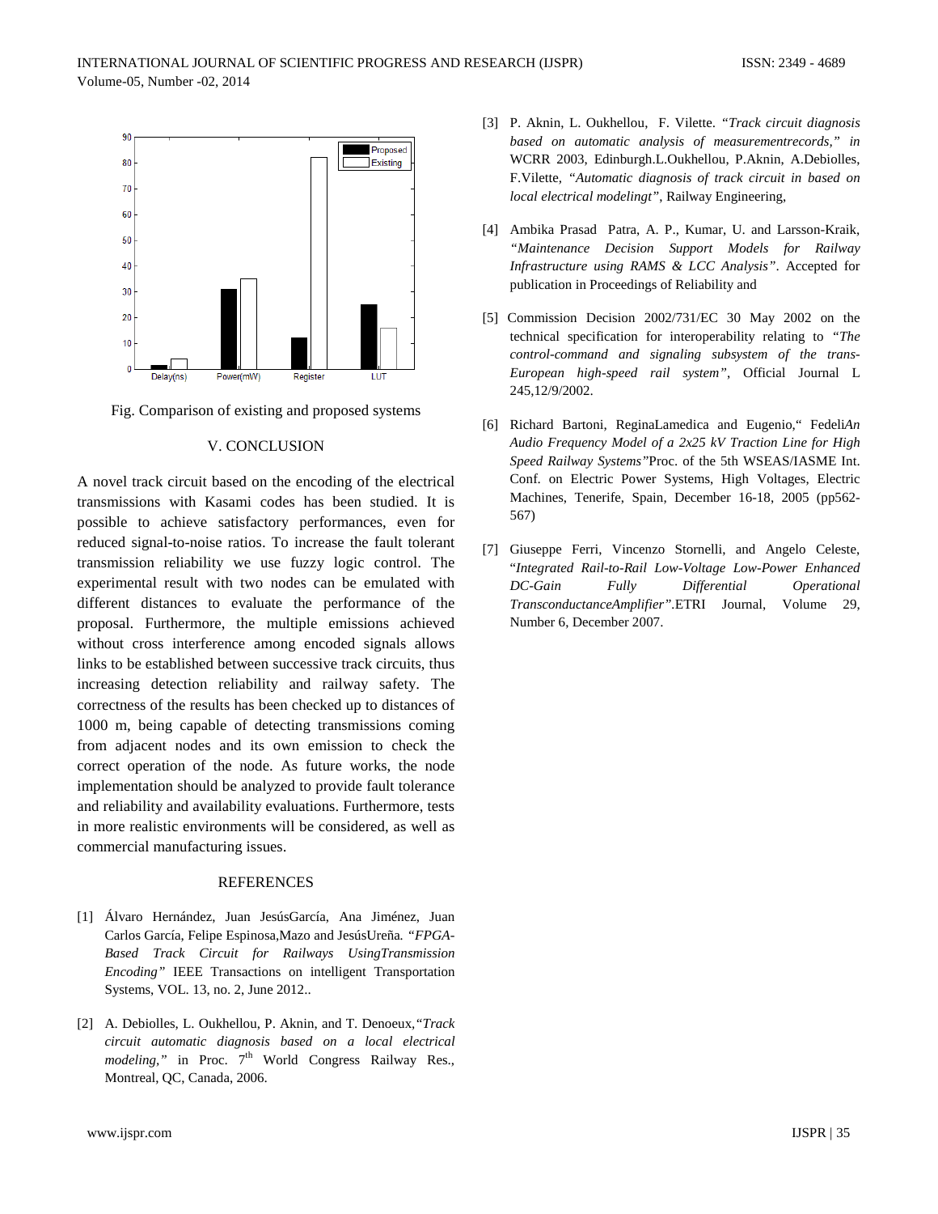90
80
70
60
50
40
30
20
10
0

Proposed
Existing

Delay(ns) Power(mW) Register LUT

Fig. Comparison of existing and proposed systems

## V. CONCLUSION

A novel track circuit based on the encoding of the electrical transmissions with Kasami codes has been studied. It is possible to achieve satisfactory performances, even for reduced signal-to-noise ratios. To increase the fault tolerant transmission reliability we use fuzzy logic control. The experimental result with two nodes can be emulated with different distances to evaluate the performance of the proposal. Furthermore, the multiple emissions achieved without cross interference among encoded signals allows links to be established between successive track circuits, thus increasing detection reliability and railway safety. The correctness of the results has been checked up to distances of 1000 m, being capable of detecting transmissions coming from adjacent nodes and its own emission to check the correct operation of the node. As future works, the node implementation should be analyzed to provide fault tolerance and reliability and availability evaluations. Furthermore, tests in more realistic environments will be considered, as well as commercial manufacturing issues.

## REFERENCES

[1] Álvaro Hernández, Juan JesúsGarcía, Ana Jiménez, Juan Carlos García, Felipe Espinosa,Mazo and JesúsUreña. *"FPGA-Based Track Circuit for Railways UsingTransmission Encoding"* IEEE Transactions on intelligent Transportation Systems, VOL. 13, no. 2, June 2012..

[2] A. Debiolles, L. Oukhellou, P. Aknin, and T. Denoeux,*"Track circuit automatic diagnosis based on a local electrical modeling,"* in Proc. 7th World Congress Railway Res., Montreal, QC, Canada, 2006.

[3] P. Aknin, L. Oukhellou, F. Vilette. *"Track circuit diagnosis based on automatic analysis of measurementrecords," in* WCRR 2003, Edinburgh.L.Oukhellou, P.Aknin, A.Debiolles, F.Vilette, *"Automatic diagnosis of track circuit in based on local electrical modelingt"*, Railway Engineering,

[4] Ambika Prasad Patra, A. P., Kumar, U. and Larsson-Kraik, *"Maintenance Decision Support Models for Railway Infrastructure using RAMS & LCC Analysis"*. Accepted for publication in Proceedings of Reliability and

[5] Commission Decision 2002/731/EC 30 May 2002 on the technical specification for interoperability relating to *"The control-command and signaling subsystem of the trans-European high-speed rail system"*, Official Journal L 245,12/9/2002.

[6] Richard Bartoni, ReginaLamedica and Eugenio," Fedeli*An Audio Frequency Model of a 2x25 kV Traction Line for High Speed Railway Systems"*Proc. of the 5th WSEAS/IASME Int. Conf. on Electric Power Systems, High Voltages, Electric Machines, Tenerife, Spain, December 16-18, 2005 (pp562-567)

[7] Giuseppe Ferri, Vincenzo Stornelli, and Angelo Celeste, "*Integrated Rail-to-Rail Low-Voltage Low-Power Enhanced DC-Gain Fully Differential Operational TransconductanceAmplifier"*.ETRI Journal, Volume 29, Number 6, December 2007.